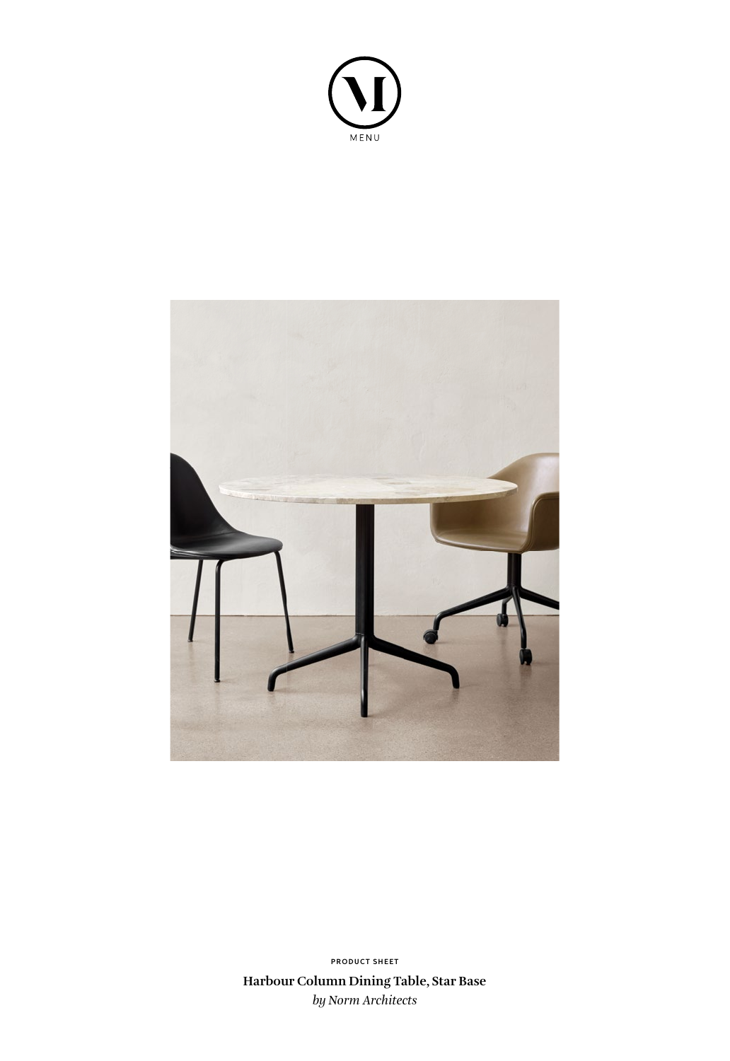MENU

PRODUCT SHEET

**Harbour Column Dining Table, Star Base**

*by Norm Architects*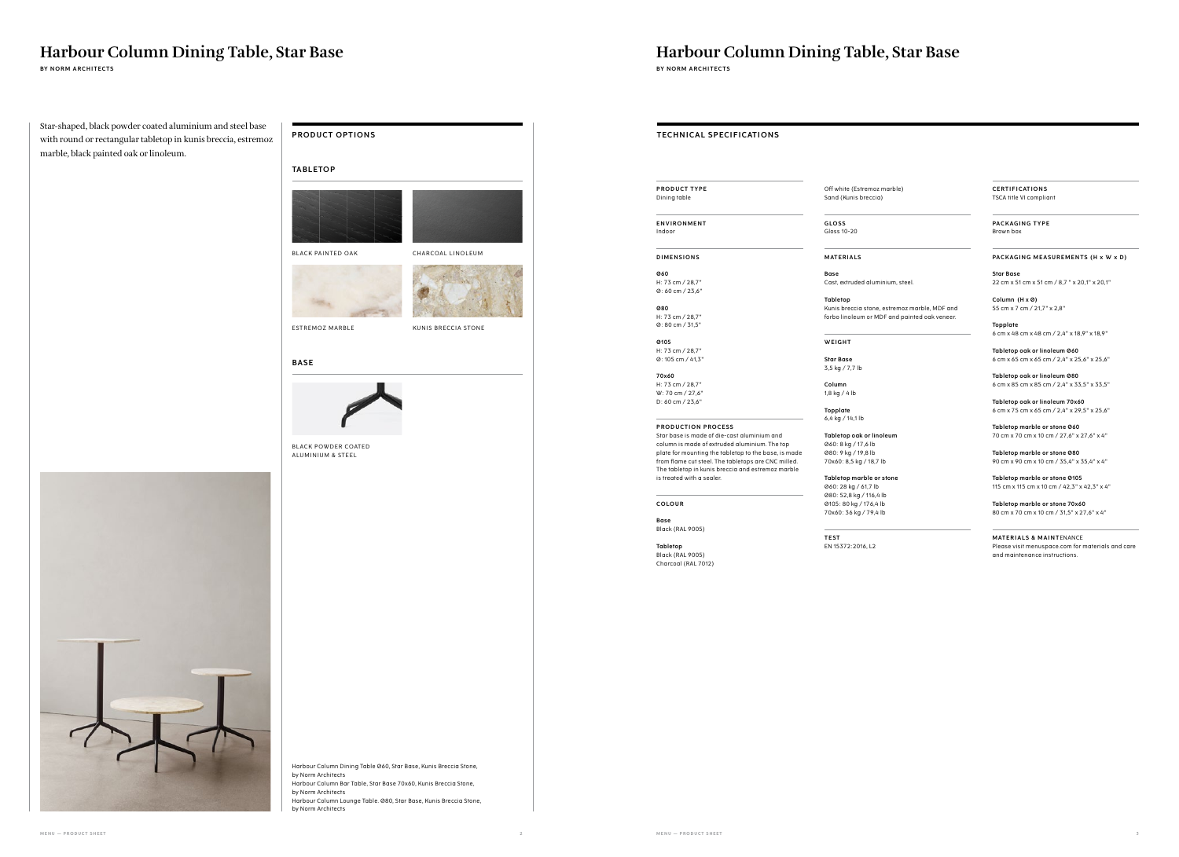# Harbour Column Dining Table, Star Base

**BY NORM ARCHITECTS**

Star-shaped, black powder coated aluminium and steel base with round or rectangular tabletop in kunis breccia, estremoz marble, black painted oak or linoleum.

## PRODUCT OPTIONS

### TABLETOP

BLACK PAINTED OAK

CHARCOAL LINOLEUM

ESTREMOZ MARBLE

KUNIS BRECCIA STONE

### BASE

BLACK POWDER COATED ALUMINIUM & STEEL

Harbour Column Dining Table Ø60, Star Base, Kunis Breccia Stone, by Norm Architects
Harbour Column Bar Table, Star Base 70x60, Kunis Breccia Stone, by Norm Architects
Harbour Column Lounge Table. Ø80, Star Base, Kunis Breccia Stone, by Norm Architects

# Harbour Column Dining Table, Star Base

**BY NORM ARCHITECTS**

## TECHNICAL SPECIFICATIONS

**PRODUCT TYPE**
Dining table

**ENVIRONMENT**
Indoor

**DIMENSIONS**

**Ø60**
H: 73 cm / 28,7"
Ø: 60 cm / 23,6"

**Ø80**
H: 73 cm / 28,7"
Ø: 80 cm / 31,5"

**Ø105**
H: 73 cm / 28,7"
Ø: 105 cm / 41,3"

**70x60**
H: 73 cm / 28,7"
W: 70 cm / 27,6"
D: 60 cm / 23,6"

**PRODUCTION PROCESS**
Star base is made of die-cast aluminium and column is made of extruded aluminium. The top plate for mounting the tabletop to the base, is made from flame cut steel. The tabletops are CNC milled. The tabletop in kunis breccia and estremoz marble is treated with a sealer.

**COLOUR**

**Base**
Black (RAL 9005)

**Tabletop**
Black (RAL 9005)
Charcoal (RAL 7012)
Off white (Estremoz marble)
Sand (Kunis breccia)

**GLOSS**
Gloss 10-20

**MATERIALS**

**Base**
Cast, extruded aluminium, steel.

**Tabletop**
Kunis breccia stone, estremoz marble, MDF and forbo linoleum or MDF and painted oak veneer.

**WEIGHT**

**Star Base**
3,5 kg / 7,7 lb

**Column**
1,8 kg / 4 lb

**Topplate**
6,4 kg / 14,1 lb

**Tabletop oak or linoleum**
Ø60: 8 kg / 17,6 lb
Ø80: 9 kg / 19,8 lb
70x60: 8,5 kg / 18,7 lb

**Tabletop marble or stone**
Ø60: 28 kg / 61,7 lb
Ø80: 52,8 kg / 116,4 lb
Ø105: 80 kg / 176,4 lb
70x60: 36 kg / 79,4 lb

**TEST**
EN 15372:2016, L2

**CERTIFICATIONS**
TSCA title VI compliant

**PACKAGING TYPE**
Brown box

**PACKAGING MEASUREMENTS (H x W x D)**

**Star Base**
22 cm x 51 cm x 51 cm / 8,7 " x 20,1" x 20,1"

**Column (H x Ø)**
55 cm x 7 cm / 21,7" x 2,8"

**Topplate**
6 cm x 48 cm x 48 cm / 2,4" x 18,9" x 18,9"

**Tabletop oak or linoleum Ø60**
6 cm x 65 cm x 65 cm / 2,4" x 25,6" x 25,6"

**Tabletop oak or linoleum Ø80**
6 cm x 85 cm x 85 cm / 2,4" x 33,5" x 33,5"

**Tabletop oak or linoleum 70x60**
6 cm x 75 cm x 65 cm / 2,4" x 29,5" x 25,6"

**Tabletop marble or stone Ø60**
70 cm x 70 cm x 10 cm / 27,6" x 27,6" x 4"

**Tabletop marble or stone Ø80**
90 cm x 90 cm x 10 cm / 35,4" x 35,4" x 4"

**Tabletop marble or stone Ø105**
115 cm x 115 cm x 10 cm / 42,3" x 42,3" x 4"

**Tabletop marble or stone 70x60**
80 cm x 70 cm x 10 cm / 31,5" x 27,6" x 4"

**MATERIALS & MAINTENANCE**
Please visit menuspace.com for materials and care and maintenance instructions.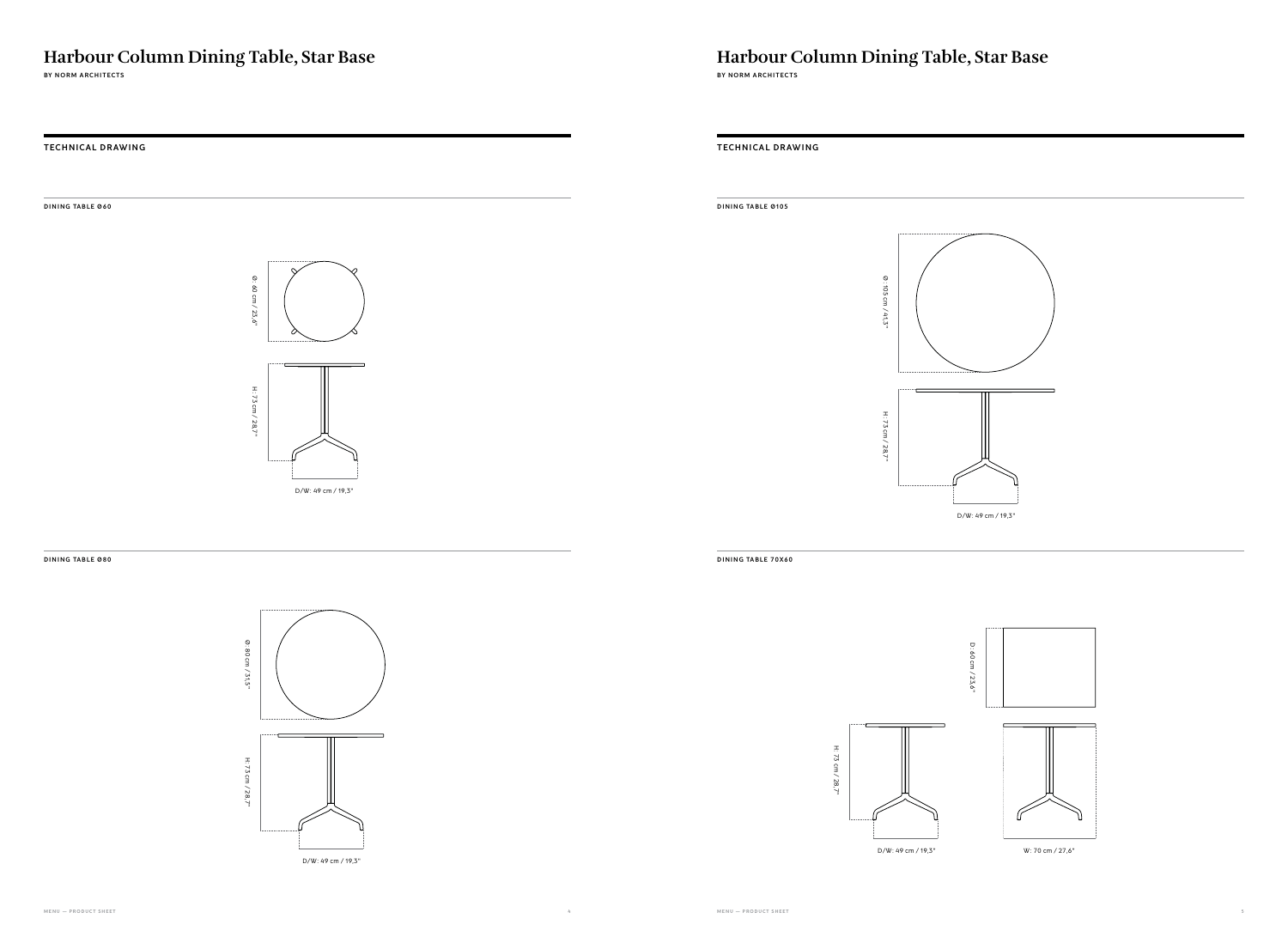# Harbour Column Dining Table, Star Base

BY NORM ARCHITECTS

## TECHNICAL DRAWING

### DINING TABLE Ø60

Ø: 60 cm / 23,6"

H: 73 cm / 28,7"

D/W: 49 cm / 19,3"

### DINING TABLE Ø80

Ø: 80 cm / 31,5"

H: 73 cm / 28,7"

D/W: 49 cm / 19,3"

# Harbour Column Dining Table, Star Base

BY NORM ARCHITECTS

## TECHNICAL DRAWING

### DINING TABLE Ø105

Ø: 105 cm / 41,3"

H: 73 cm / 28,7"

D/W: 49 cm / 19,3"

### DINING TABLE 70X60

D: 60 cm / 23,6"

H: 73 cm / 28,7"

D/W: 49 cm / 19,3"

W: 70 cm / 27,6"